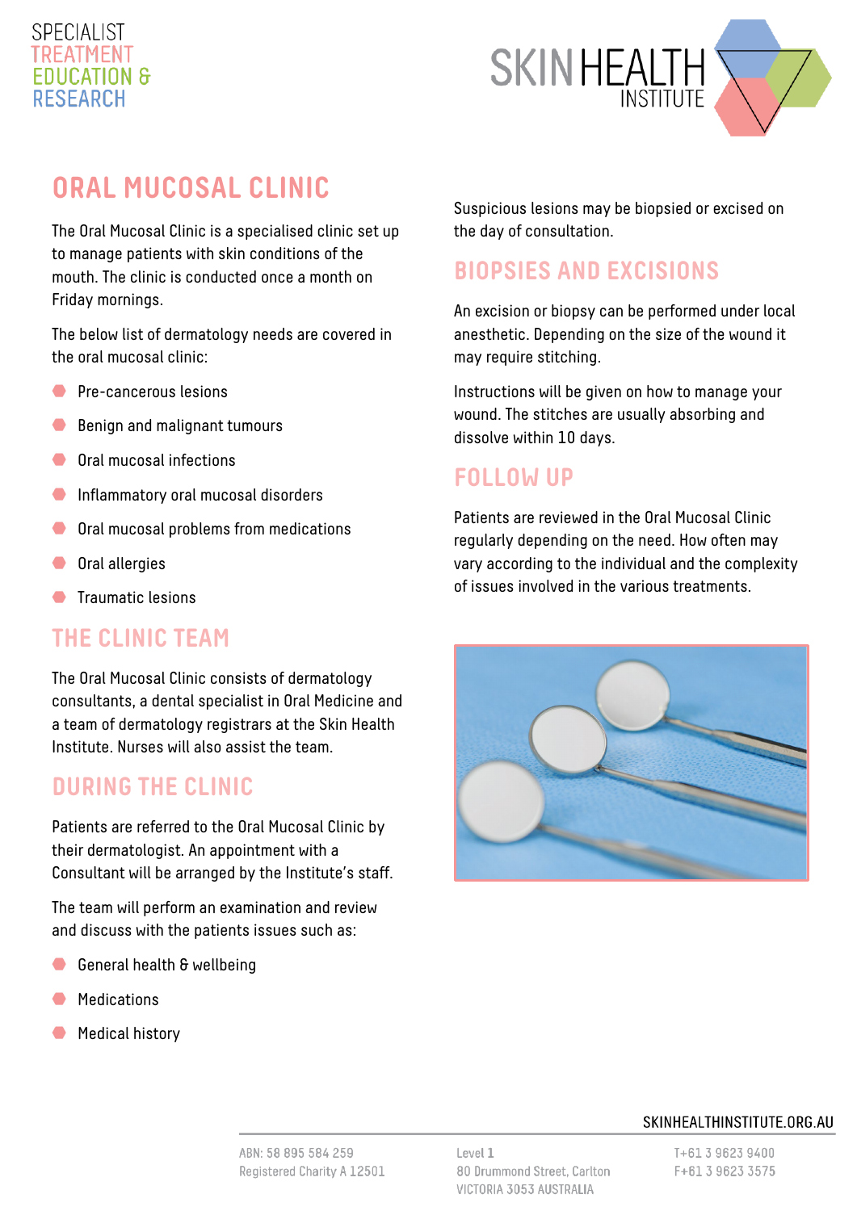SPECIALIST
TREATMENT
EDUCATION &
RESEARCH

SKIN HEALTH INSTITUTE

# ORAL MUCOSAL CLINIC

The Oral Mucosal Clinic is a specialised clinic set up to manage patients with skin conditions of the mouth. The clinic is conducted once a month on Friday mornings.

The below list of dermatology needs are covered in the oral mucosal clinic:

- Pre-cancerous lesions
- Benign and malignant tumours
- Oral mucosal infections
- Inflammatory oral mucosal disorders
- Oral mucosal problems from medications
- Oral allergies
- Traumatic lesions

## THE CLINIC TEAM

The Oral Mucosal Clinic consists of dermatology consultants, a dental specialist in Oral Medicine and a team of dermatology registrars at the Skin Health Institute. Nurses will also assist the team.

## DURING THE CLINIC

Patients are referred to the Oral Mucosal Clinic by their dermatologist. An appointment with a Consultant will be arranged by the Institute's staff.

The team will perform an examination and review and discuss with the patients issues such as:

- General health & wellbeing
- Medications
- Medical history

Suspicious lesions may be biopsied or excised on the day of consultation.

## BIOPSIES AND EXCISIONS

An excision or biopsy can be performed under local anesthetic. Depending on the size of the wound it may require stitching.

Instructions will be given on how to manage your wound. The stitches are usually absorbing and dissolve within 10 days.

## FOLLOW UP

Patients are reviewed in the Oral Mucosal Clinic regularly depending on the need. How often may vary according to the individual and the complexity of issues involved in the various treatments.

SKINHEALTHINSTITUTE.ORG.AU

ABN: 58 895 584 259
Registered Charity A 12501

Level 1
80 Drummond Street, Carlton
VICTORIA 3053 AUSTRALIA

T+61 3 9623 9400
F+61 3 9623 3575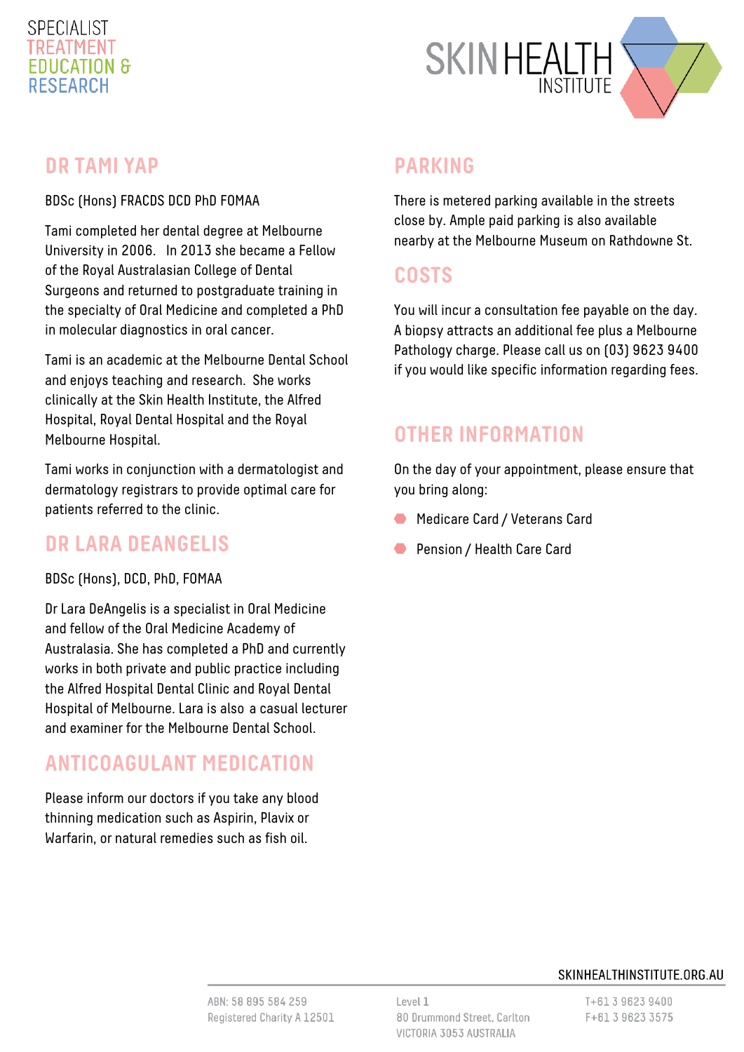SPECIALIST TREATMENT EDUCATION & RESEARCH

SKIN HEALTH INSTITUTE

## DR TAMI YAP

BDSc (Hons) FRACDS DCD PhD FOMAA

Tami completed her dental degree at Melbourne University in 2006. In 2013 she became a Fellow of the Royal Australasian College of Dental Surgeons and returned to postgraduate training in the specialty of Oral Medicine and completed a PhD in molecular diagnostics in oral cancer.

Tami is an academic at the Melbourne Dental School and enjoys teaching and research. She works clinically at the Skin Health Institute, the Alfred Hospital, Royal Dental Hospital and the Royal Melbourne Hospital.

Tami works in conjunction with a dermatologist and dermatology registrars to provide optimal care for patients referred to the clinic.

## DR LARA DEANGELIS

BDSc (Hons), DCD, PhD, FOMAA

Dr Lara DeAngelis is a specialist in Oral Medicine and fellow of the Oral Medicine Academy of Australasia. She has completed a PhD and currently works in both private and public practice including the Alfred Hospital Dental Clinic and Royal Dental Hospital of Melbourne. Lara is also a casual lecturer and examiner for the Melbourne Dental School.

## ANTICOAGULANT MEDICATION

Please inform our doctors if you take any blood thinning medication such as Aspirin, Plavix or Warfarin, or natural remedies such as fish oil.

## PARKING

There is metered parking available in the streets close by. Ample paid parking is also available nearby at the Melbourne Museum on Rathdowne St.

## COSTS

You will incur a consultation fee payable on the day. A biopsy attracts an additional fee plus a Melbourne Pathology charge. Please call us on (03) 9623 9400 if you would like specific information regarding fees.

## OTHER INFORMATION

On the day of your appointment, please ensure that you bring along:

- Medicare Card / Veterans Card
- Pension / Health Care Card

SKINHEALTHINSTITUTE.ORG.AU

ABN: 58 895 584 259
Registered Charity A 12501

Level 1
80 Drummond Street, Carlton
VICTORIA 3053 AUSTRALIA

T+61 3 9623 9400
F+61 3 9623 3575